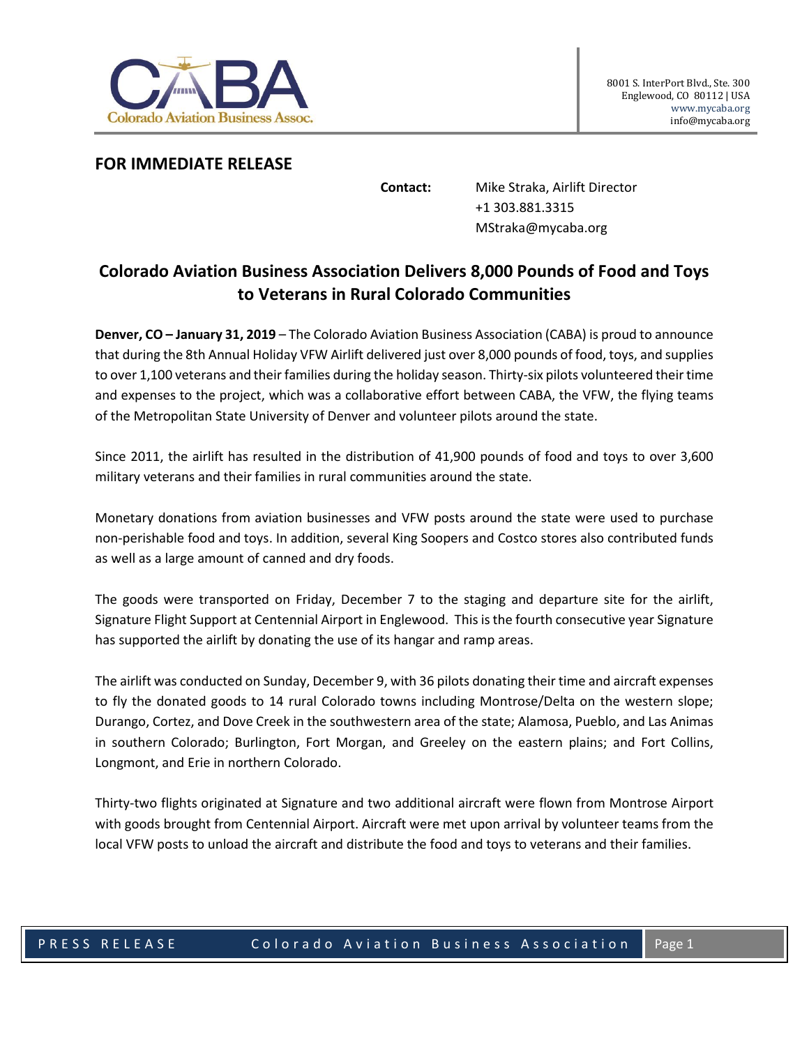Colorado Aviation Business Assoc.

8001 S. InterPort Blvd., Ste. 300
Englewood, CO 80112 | USA
www.mycaba.org
info@mycaba.org

**FOR IMMEDIATE RELEASE**

**Contact:** Mike Straka, Airlift Director
+1 303.881.3315
MStraka@mycaba.org

## Colorado Aviation Business Association Delivers 8,000 Pounds of Food and Toys to Veterans in Rural Colorado Communities

**Denver, CO – January 31, 2019** – The Colorado Aviation Business Association (CABA) is proud to announce that during the 8th Annual Holiday VFW Airlift delivered just over 8,000 pounds of food, toys, and supplies to over 1,100 veterans and their families during the holiday season. Thirty-six pilots volunteered their time and expenses to the project, which was a collaborative effort between CABA, the VFW, the flying teams of the Metropolitan State University of Denver and volunteer pilots around the state.

Since 2011, the airlift has resulted in the distribution of 41,900 pounds of food and toys to over 3,600 military veterans and their families in rural communities around the state.

Monetary donations from aviation businesses and VFW posts around the state were used to purchase non-perishable food and toys. In addition, several King Soopers and Costco stores also contributed funds as well as a large amount of canned and dry foods.

The goods were transported on Friday, December 7 to the staging and departure site for the airlift, Signature Flight Support at Centennial Airport in Englewood. This is the fourth consecutive year Signature has supported the airlift by donating the use of its hangar and ramp areas.

The airlift was conducted on Sunday, December 9, with 36 pilots donating their time and aircraft expenses to fly the donated goods to 14 rural Colorado towns including Montrose/Delta on the western slope; Durango, Cortez, and Dove Creek in the southwestern area of the state; Alamosa, Pueblo, and Las Animas in southern Colorado; Burlington, Fort Morgan, and Greeley on the eastern plains; and Fort Collins, Longmont, and Erie in northern Colorado.

Thirty-two flights originated at Signature and two additional aircraft were flown from Montrose Airport with goods brought from Centennial Airport. Aircraft were met upon arrival by volunteer teams from the local VFW posts to unload the aircraft and distribute the food and toys to veterans and their families.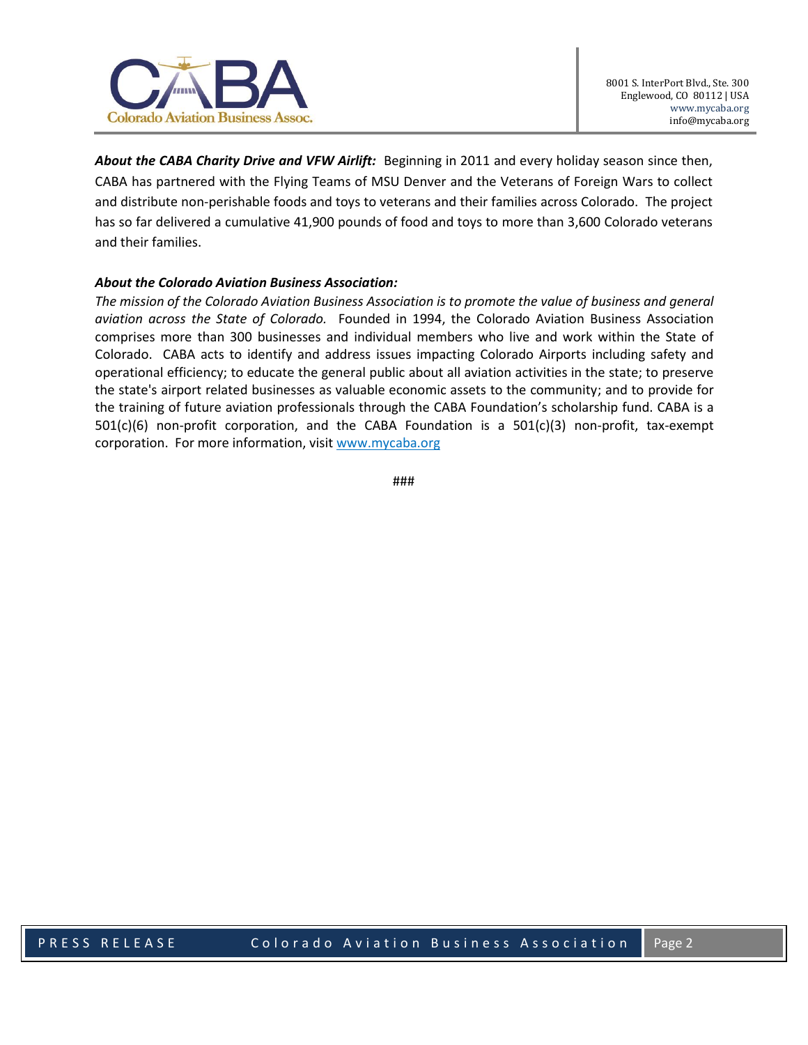***About the CABA Charity Drive and VFW Airlift:*** Beginning in 2011 and every holiday season since then, CABA has partnered with the Flying Teams of MSU Denver and the Veterans of Foreign Wars to collect and distribute non-perishable foods and toys to veterans and their families across Colorado. The project has so far delivered a cumulative 41,900 pounds of food and toys to more than 3,600 Colorado veterans and their families.

***About the Colorado Aviation Business Association:***

*The mission of the Colorado Aviation Business Association is to promote the value of business and general aviation across the State of Colorado.* Founded in 1994, the Colorado Aviation Business Association comprises more than 300 businesses and individual members who live and work within the State of Colorado. CABA acts to identify and address issues impacting Colorado Airports including safety and operational efficiency; to educate the general public about all aviation activities in the state; to preserve the state's airport related businesses as valuable economic assets to the community; and to provide for the training of future aviation professionals through the CABA Foundation's scholarship fund. CABA is a 501(c)(6) non-profit corporation, and the CABA Foundation is a 501(c)(3) non-profit, tax-exempt corporation. For more information, visit [www.mycaba.org](http://www.mycaba.org)

###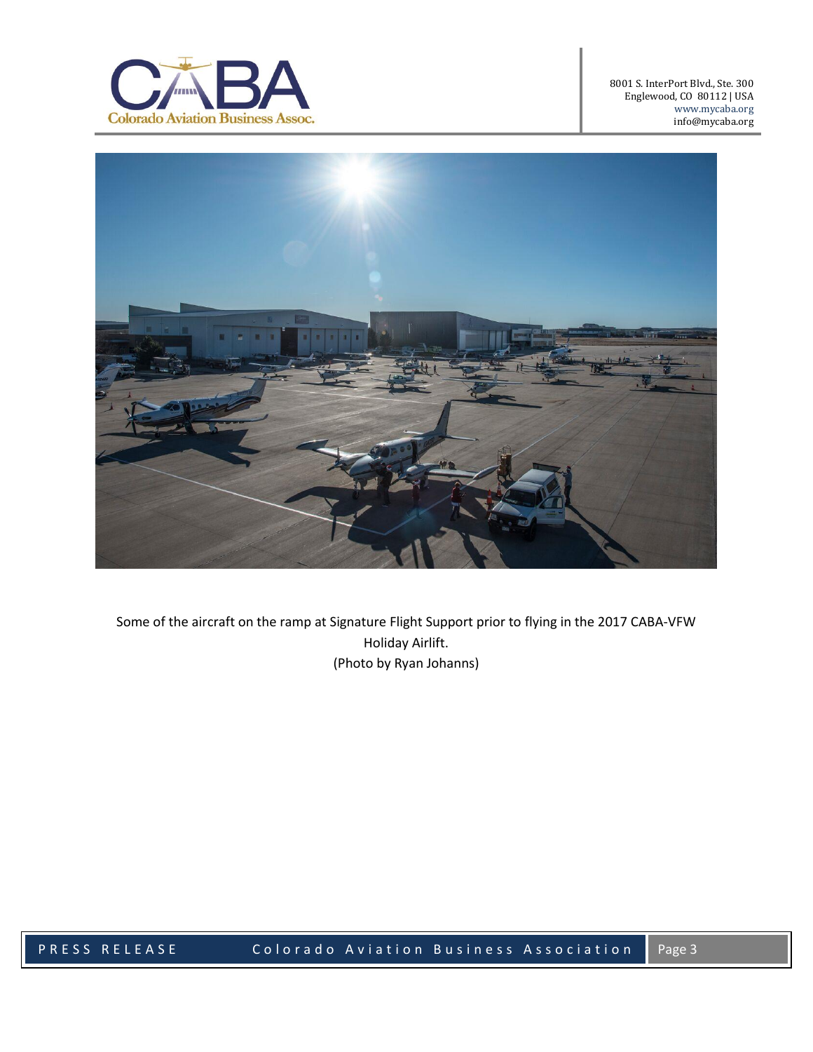Some of the aircraft on the ramp at Signature Flight Support prior to flying in the 2017 CABA-VFW Holiday Airlift.
(Photo by Ryan Johanns)